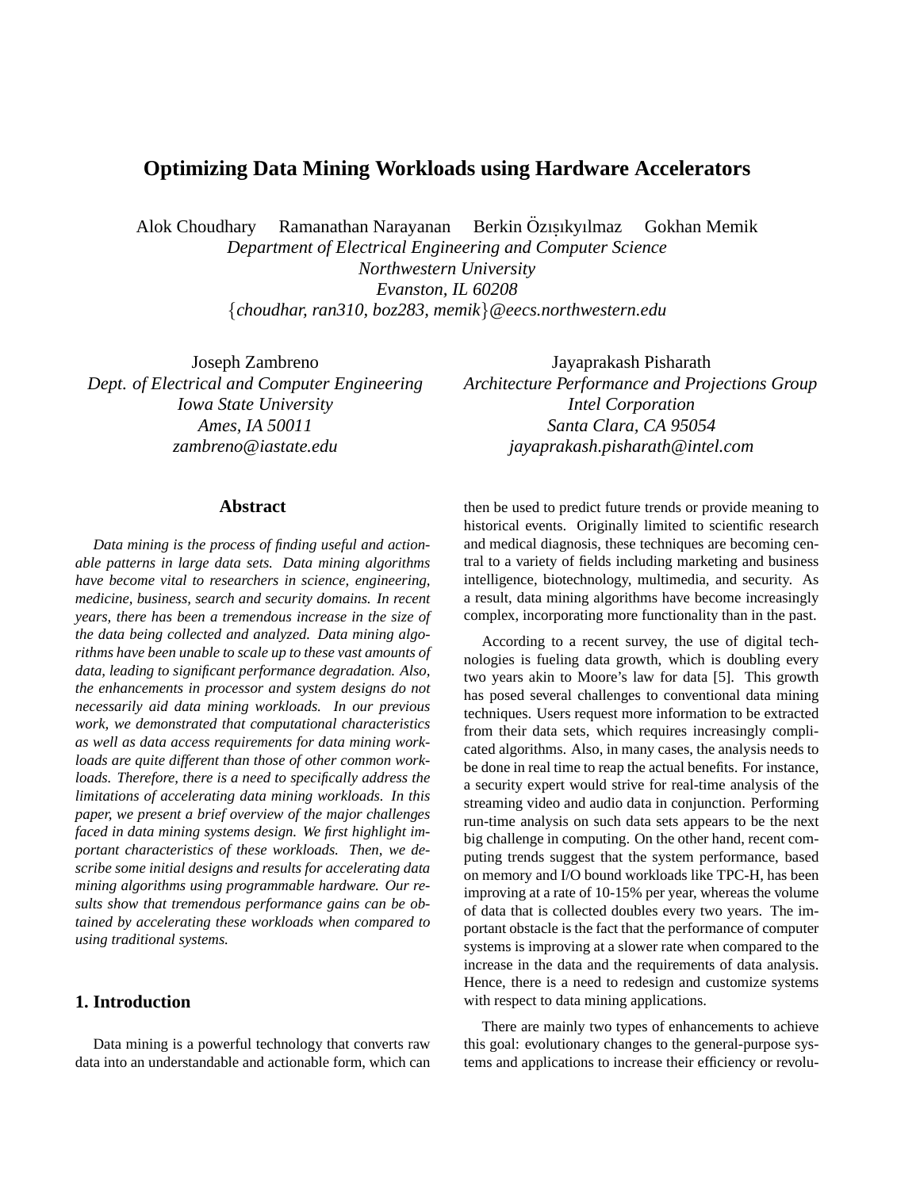# Optimizing Data Mining Workloads using Hardware Accelerators

Alok Choudhary Ramanathan Narayanan Berkin Özışıkyılmaz Gokhan Memik
*Department of Electrical Engineering and Computer Science*
*Northwestern University*
*Evanston, IL 60208*
*{choudhar, ran310, boz283, memik}@eecs.northwestern.edu*

Joseph Zambreno
*Dept. of Electrical and Computer Engineering*
*Iowa State University*
*Ames, IA 50011*
*zambreno@iastate.edu*

Jayaprakash Pisharath
*Architecture Performance and Projections Group*
*Intel Corporation*
*Santa Clara, CA 95054*
*jayaprakash.pisharath@intel.com*

## Abstract

*Data mining is the process of finding useful and actionable patterns in large data sets. Data mining algorithms have become vital to researchers in science, engineering, medicine, business, search and security domains. In recent years, there has been a tremendous increase in the size of the data being collected and analyzed. Data mining algorithms have been unable to scale up to these vast amounts of data, leading to significant performance degradation. Also, the enhancements in processor and system designs do not necessarily aid data mining workloads. In our previous work, we demonstrated that computational characteristics as well as data access requirements for data mining workloads are quite different than those of other common workloads. Therefore, there is a need to specifically address the limitations of accelerating data mining workloads. In this paper, we present a brief overview of the major challenges faced in data mining systems design. We first highlight important characteristics of these workloads. Then, we describe some initial designs and results for accelerating data mining algorithms using programmable hardware. Our results show that tremendous performance gains can be obtained by accelerating these workloads when compared to using traditional systems.*

## 1. Introduction

Data mining is a powerful technology that converts raw data into an understandable and actionable form, which can then be used to predict future trends or provide meaning to historical events. Originally limited to scientific research and medical diagnosis, these techniques are becoming central to a variety of fields including marketing and business intelligence, biotechnology, multimedia, and security. As a result, data mining algorithms have become increasingly complex, incorporating more functionality than in the past.

According to a recent survey, the use of digital technologies is fueling data growth, which is doubling every two years akin to Moore's law for data [5]. This growth has posed several challenges to conventional data mining techniques. Users request more information to be extracted from their data sets, which requires increasingly complicated algorithms. Also, in many cases, the analysis needs to be done in real time to reap the actual benefits. For instance, a security expert would strive for real-time analysis of the streaming video and audio data in conjunction. Performing run-time analysis on such data sets appears to be the next big challenge in computing. On the other hand, recent computing trends suggest that the system performance, based on memory and I/O bound workloads like TPC-H, has been improving at a rate of 10-15% per year, whereas the volume of data that is collected doubles every two years. The important obstacle is the fact that the performance of computer systems is improving at a slower rate when compared to the increase in the data and the requirements of data analysis. Hence, there is a need to redesign and customize systems with respect to data mining applications.

There are mainly two types of enhancements to achieve this goal: evolutionary changes to the general-purpose systems and applications to increase their efficiency or revolu-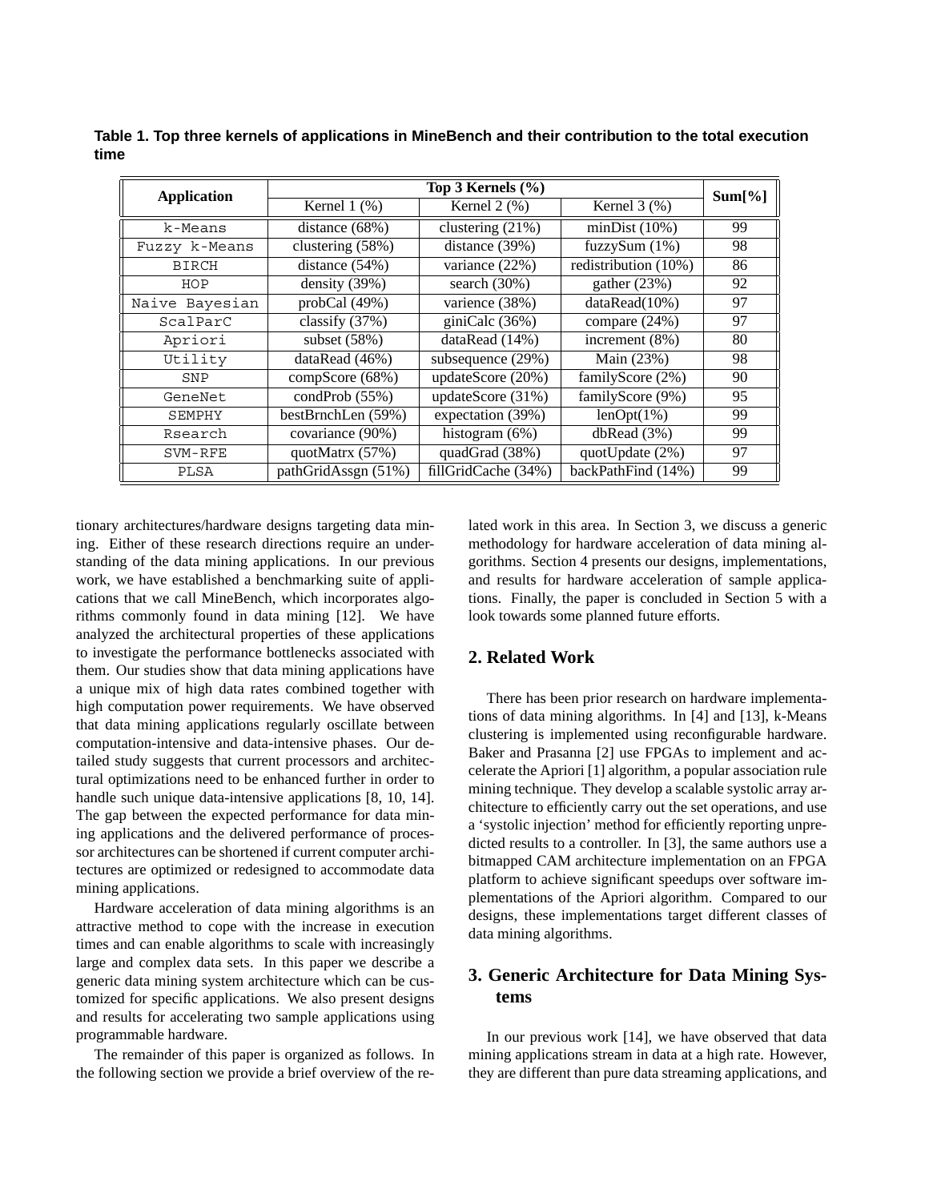**Table 1. Top three kernels of applications in MineBench and their contribution to the total execution time**

| Application | Top 3 Kernels (%) | | | Sum[%] |
|---|---|---|---|---|
| | Kernel 1 (%) | Kernel 2 (%) | Kernel 3 (%) | |
| k-Means | distance (68%) | clustering (21%) | minDist (10%) | 99 |
| Fuzzy k-Means | clustering (58%) | distance (39%) | fuzzySum (1%) | 98 |
| BIRCH | distance (54%) | variance (22%) | redistribution (10%) | 86 |
| HOP | density (39%) | search (30%) | gather (23%) | 92 |
| Naive Bayesian | probCal (49%) | varience (38%) | dataRead(10%) | 97 |
| ScalParC | classify (37%) | giniCalc (36%) | compare (24%) | 97 |
| Apriori | subset (58%) | dataRead (14%) | increment (8%) | 80 |
| Utility | dataRead (46%) | subsequence (29%) | Main (23%) | 98 |
| SNP | compScore (68%) | updateScore (20%) | familyScore (2%) | 90 |
| GeneNet | condProb (55%) | updateScore (31%) | familyScore (9%) | 95 |
| SEMPHY | bestBrnchLen (59%) | expectation (39%) | lenOpt(1%) | 99 |
| Rsearch | covariance (90%) | histogram (6%) | dbRead (3%) | 99 |
| SVM-RFE | quotMatrx (57%) | quadGrad (38%) | quotUpdate (2%) | 97 |
| PLSA | pathGridAssgn (51%) | fillGridCache (34%) | backPathFind (14%) | 99 |

tionary architectures/hardware designs targeting data mining. Either of these research directions require an understanding of the data mining applications. In our previous work, we have established a benchmarking suite of applications that we call MineBench, which incorporates algorithms commonly found in data mining [12]. We have analyzed the architectural properties of these applications to investigate the performance bottlenecks associated with them. Our studies show that data mining applications have a unique mix of high data rates combined together with high computation power requirements. We have observed that data mining applications regularly oscillate between computation-intensive and data-intensive phases. Our detailed study suggests that current processors and architectural optimizations need to be enhanced further in order to handle such unique data-intensive applications [8, 10, 14]. The gap between the expected performance for data mining applications and the delivered performance of processor architectures can be shortened if current computer architectures are optimized or redesigned to accommodate data mining applications.

Hardware acceleration of data mining algorithms is an attractive method to cope with the increase in execution times and can enable algorithms to scale with increasingly large and complex data sets. In this paper we describe a generic data mining system architecture which can be customized for specific applications. We also present designs and results for accelerating two sample applications using programmable hardware.

The remainder of this paper is organized as follows. In the following section we provide a brief overview of the related work in this area. In Section 3, we discuss a generic methodology for hardware acceleration of data mining algorithms. Section 4 presents our designs, implementations, and results for hardware acceleration of sample applications. Finally, the paper is concluded in Section 5 with a look towards some planned future efforts.

## 2. Related Work

There has been prior research on hardware implementations of data mining algorithms. In [4] and [13], k-Means clustering is implemented using reconfigurable hardware. Baker and Prasanna [2] use FPGAs to implement and accelerate the Apriori [1] algorithm, a popular association rule mining technique. They develop a scalable systolic array architecture to efficiently carry out the set operations, and use a 'systolic injection' method for efficiently reporting unpredicted results to a controller. In [3], the same authors use a bitmapped CAM architecture implementation on an FPGA platform to achieve significant speedups over software implementations of the Apriori algorithm. Compared to our designs, these implementations target different classes of data mining algorithms.

## 3. Generic Architecture for Data Mining Systems

In our previous work [14], we have observed that data mining applications stream in data at a high rate. However, they are different than pure data streaming applications, and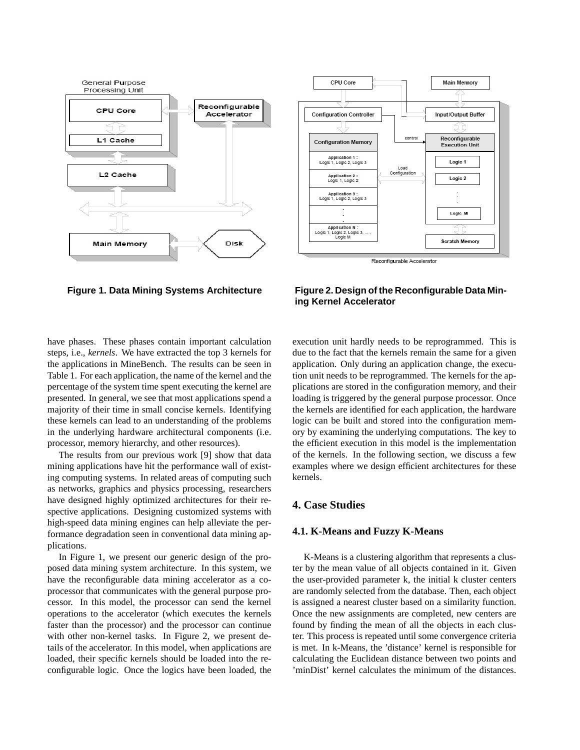Figure 1. Data Mining Systems Architecture

Figure 2. Design of the Reconfigurable Data Mining Kernel Accelerator

have phases. These phases contain important calculation steps, i.e., *kernels*. We have extracted the top 3 kernels for the applications in MineBench. The results can be seen in Table 1. For each application, the name of the kernel and the percentage of the system time spent executing the kernel are presented. In general, we see that most applications spend a majority of their time in small concise kernels. Identifying these kernels can lead to an understanding of the problems in the underlying hardware architectural components (i.e. processor, memory hierarchy, and other resources).

The results from our previous work [9] show that data mining applications have hit the performance wall of existing computing systems. In related areas of computing such as networks, graphics and physics processing, researchers have designed highly optimized architectures for their respective applications. Designing customized systems with high-speed data mining engines can help alleviate the performance degradation seen in conventional data mining applications.

In Figure 1, we present our generic design of the proposed data mining system architecture. In this system, we have the reconfigurable data mining accelerator as a coprocessor that communicates with the general purpose processor. In this model, the processor can send the kernel operations to the accelerator (which executes the kernels faster than the processor) and the processor can continue with other non-kernel tasks. In Figure 2, we present details of the accelerator. In this model, when applications are loaded, their specific kernels should be loaded into the reconfigurable logic. Once the logics have been loaded, the execution unit hardly needs to be reprogrammed. This is due to the fact that the kernels remain the same for a given application. Only during an application change, the execution unit needs to be reprogrammed. The kernels for the applications are stored in the configuration memory, and their loading is triggered by the general purpose processor. Once the kernels are identified for each application, the hardware logic can be built and stored into the configuration memory by examining the underlying computations. The key to the efficient execution in this model is the implementation of the kernels. In the following section, we discuss a few examples where we design efficient architectures for these kernels.

## 4. Case Studies

### 4.1. K-Means and Fuzzy K-Means

K-Means is a clustering algorithm that represents a cluster by the mean value of all objects contained in it. Given the user-provided parameter k, the initial k cluster centers are randomly selected from the database. Then, each object is assigned a nearest cluster based on a similarity function. Once the new assignments are completed, new centers are found by finding the mean of all the objects in each cluster. This process is repeated until some convergence criteria is met. In k-Means, the 'distance' kernel is responsible for calculating the Euclidean distance between two points and 'minDist' kernel calculates the minimum of the distances.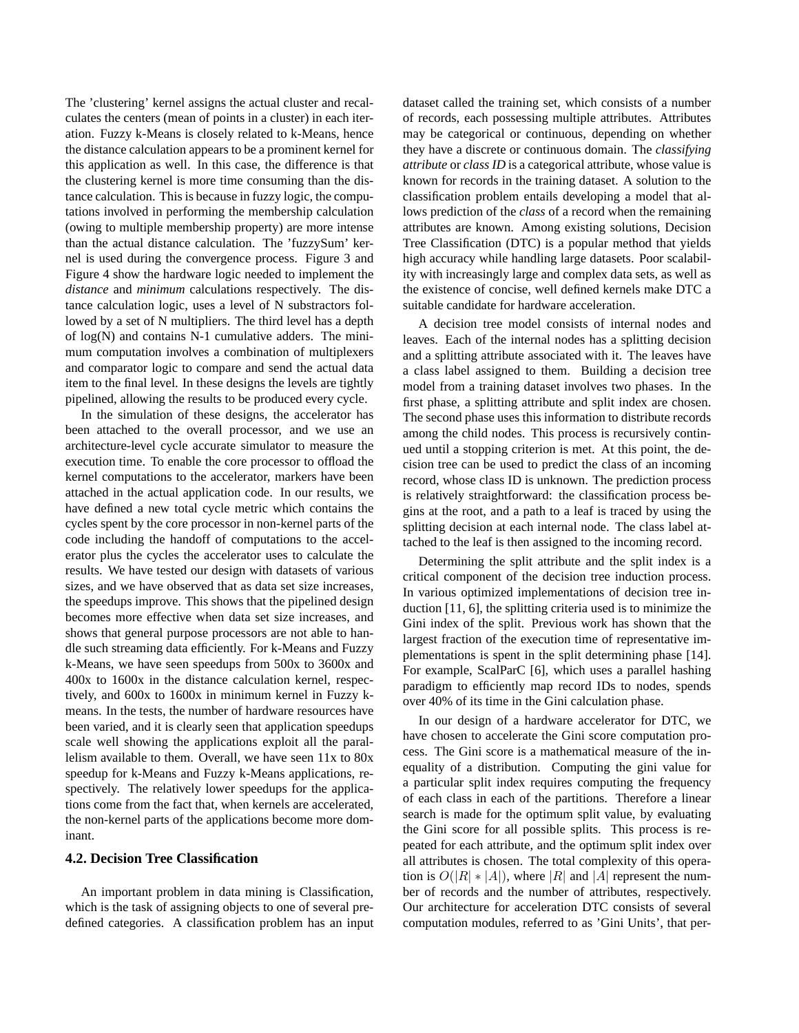The 'clustering' kernel assigns the actual cluster and recalculates the centers (mean of points in a cluster) in each iteration. Fuzzy k-Means is closely related to k-Means, hence the distance calculation appears to be a prominent kernel for this application as well. In this case, the difference is that the clustering kernel is more time consuming than the distance calculation. This is because in fuzzy logic, the computations involved in performing the membership calculation (owing to multiple membership property) are more intense than the actual distance calculation. The 'fuzzySum' kernel is used during the convergence process. Figure 3 and Figure 4 show the hardware logic needed to implement the *distance* and *minimum* calculations respectively. The distance calculation logic, uses a level of N substractors followed by a set of N multipliers. The third level has a depth of log(N) and contains N-1 cumulative adders. The minimum computation involves a combination of multiplexers and comparator logic to compare and send the actual data item to the final level. In these designs the levels are tightly pipelined, allowing the results to be produced every cycle.

In the simulation of these designs, the accelerator has been attached to the overall processor, and we use an architecture-level cycle accurate simulator to measure the execution time. To enable the core processor to offload the kernel computations to the accelerator, markers have been attached in the actual application code. In our results, we have defined a new total cycle metric which contains the cycles spent by the core processor in non-kernel parts of the code including the handoff of computations to the accelerator plus the cycles the accelerator uses to calculate the results. We have tested our design with datasets of various sizes, and we have observed that as data set size increases, the speedups improve. This shows that the pipelined design becomes more effective when data set size increases, and shows that general purpose processors are not able to handle such streaming data efficiently. For k-Means and Fuzzy k-Means, we have seen speedups from 500x to 3600x and 400x to 1600x in the distance calculation kernel, respectively, and 600x to 1600x in minimum kernel in Fuzzy k-means. In the tests, the number of hardware resources have been varied, and it is clearly seen that application speedups scale well showing the applications exploit all the parallelism available to them. Overall, we have seen 11x to 80x speedup for k-Means and Fuzzy k-Means applications, respectively. The relatively lower speedups for the applications come from the fact that, when kernels are accelerated, the non-kernel parts of the applications become more dominant.

### 4.2. Decision Tree Classification

An important problem in data mining is Classification, which is the task of assigning objects to one of several predefined categories. A classification problem has an input dataset called the training set, which consists of a number of records, each possessing multiple attributes. Attributes may be categorical or continuous, depending on whether they have a discrete or continuous domain. The *classifying attribute* or *class ID* is a categorical attribute, whose value is known for records in the training dataset. A solution to the classification problem entails developing a model that allows prediction of the *class* of a record when the remaining attributes are known. Among existing solutions, Decision Tree Classification (DTC) is a popular method that yields high accuracy while handling large datasets. Poor scalability with increasingly large and complex data sets, as well as the existence of concise, well defined kernels make DTC a suitable candidate for hardware acceleration.

A decision tree model consists of internal nodes and leaves. Each of the internal nodes has a splitting decision and a splitting attribute associated with it. The leaves have a class label assigned to them. Building a decision tree model from a training dataset involves two phases. In the first phase, a splitting attribute and split index are chosen. The second phase uses this information to distribute records among the child nodes. This process is recursively continued until a stopping criterion is met. At this point, the decision tree can be used to predict the class of an incoming record, whose class ID is unknown. The prediction process is relatively straightforward: the classification process begins at the root, and a path to a leaf is traced by using the splitting decision at each internal node. The class label attached to the leaf is then assigned to the incoming record.

Determining the split attribute and the split index is a critical component of the decision tree induction process. In various optimized implementations of decision tree induction [11, 6], the splitting criteria used is to minimize the Gini index of the split. Previous work has shown that the largest fraction of the execution time of representative implementations is spent in the split determining phase [14]. For example, ScalParC [6], which uses a parallel hashing paradigm to efficiently map record IDs to nodes, spends over 40% of its time in the Gini calculation phase.

In our design of a hardware accelerator for DTC, we have chosen to accelerate the Gini score computation process. The Gini score is a mathematical measure of the inequality of a distribution. Computing the gini value for a particular split index requires computing the frequency of each class in each of the partitions. Therefore a linear search is made for the optimum split value, by evaluating the Gini score for all possible splits. This process is repeated for each attribute, and the optimum split index over all attributes is chosen. The total complexity of this operation is $O(|R| * |A|)$, where $|R|$ and $|A|$ represent the number of records and the number of attributes, respectively. Our architecture for acceleration DTC consists of several computation modules, referred to as 'Gini Units', that per-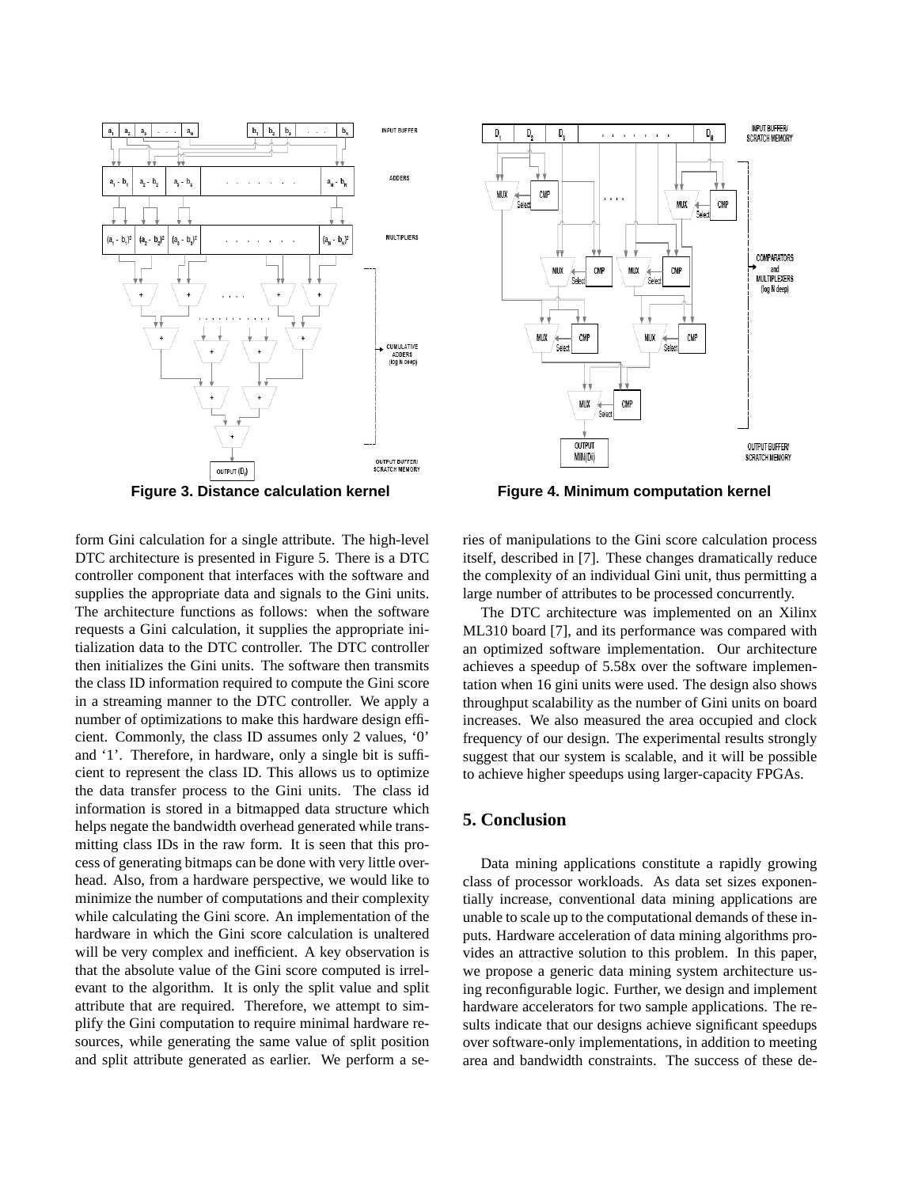Figure 3. Distance calculation kernel

Figure 4. Minimum computation kernel

form Gini calculation for a single attribute. The high-level DTC architecture is presented in Figure 5. There is a DTC controller component that interfaces with the software and supplies the appropriate data and signals to the Gini units. The architecture functions as follows: when the software requests a Gini calculation, it supplies the appropriate initialization data to the DTC controller. The DTC controller then initializes the Gini units. The software then transmits the class ID information required to compute the Gini score in a streaming manner to the DTC controller. We apply a number of optimizations to make this hardware design efficient. Commonly, the class ID assumes only 2 values, '0' and '1'. Therefore, in hardware, only a single bit is sufficient to represent the class ID. This allows us to optimize the data transfer process to the Gini units. The class id information is stored in a bitmapped data structure which helps negate the bandwidth overhead generated while transmitting class IDs in the raw form. It is seen that this process of generating bitmaps can be done with very little overhead. Also, from a hardware perspective, we would like to minimize the number of computations and their complexity while calculating the Gini score. An implementation of the hardware in which the Gini score calculation is unaltered will be very complex and inefficient. A key observation is that the absolute value of the Gini score computed is irrelevant to the algorithm. It is only the split value and split attribute that are required. Therefore, we attempt to simplify the Gini computation to require minimal hardware resources, while generating the same value of split position and split attribute generated as earlier. We perform a series of manipulations to the Gini score calculation process itself, described in [7]. These changes dramatically reduce the complexity of an individual Gini unit, thus permitting a large number of attributes to be processed concurrently.

The DTC architecture was implemented on an Xilinx ML310 board [7], and its performance was compared with an optimized software implementation. Our architecture achieves a speedup of 5.58x over the software implementation when 16 gini units were used. The design also shows throughput scalability as the number of Gini units on board increases. We also measured the area occupied and clock frequency of our design. The experimental results strongly suggest that our system is scalable, and it will be possible to achieve higher speedups using larger-capacity FPGAs.

## 5. Conclusion

Data mining applications constitute a rapidly growing class of processor workloads. As data set sizes exponentially increase, conventional data mining applications are unable to scale up to the computational demands of these inputs. Hardware acceleration of data mining algorithms provides an attractive solution to this problem. In this paper, we propose a generic data mining system architecture using reconfigurable logic. Further, we design and implement hardware accelerators for two sample applications. The results indicate that our designs achieve significant speedups over software-only implementations, in addition to meeting area and bandwidth constraints. The success of these de-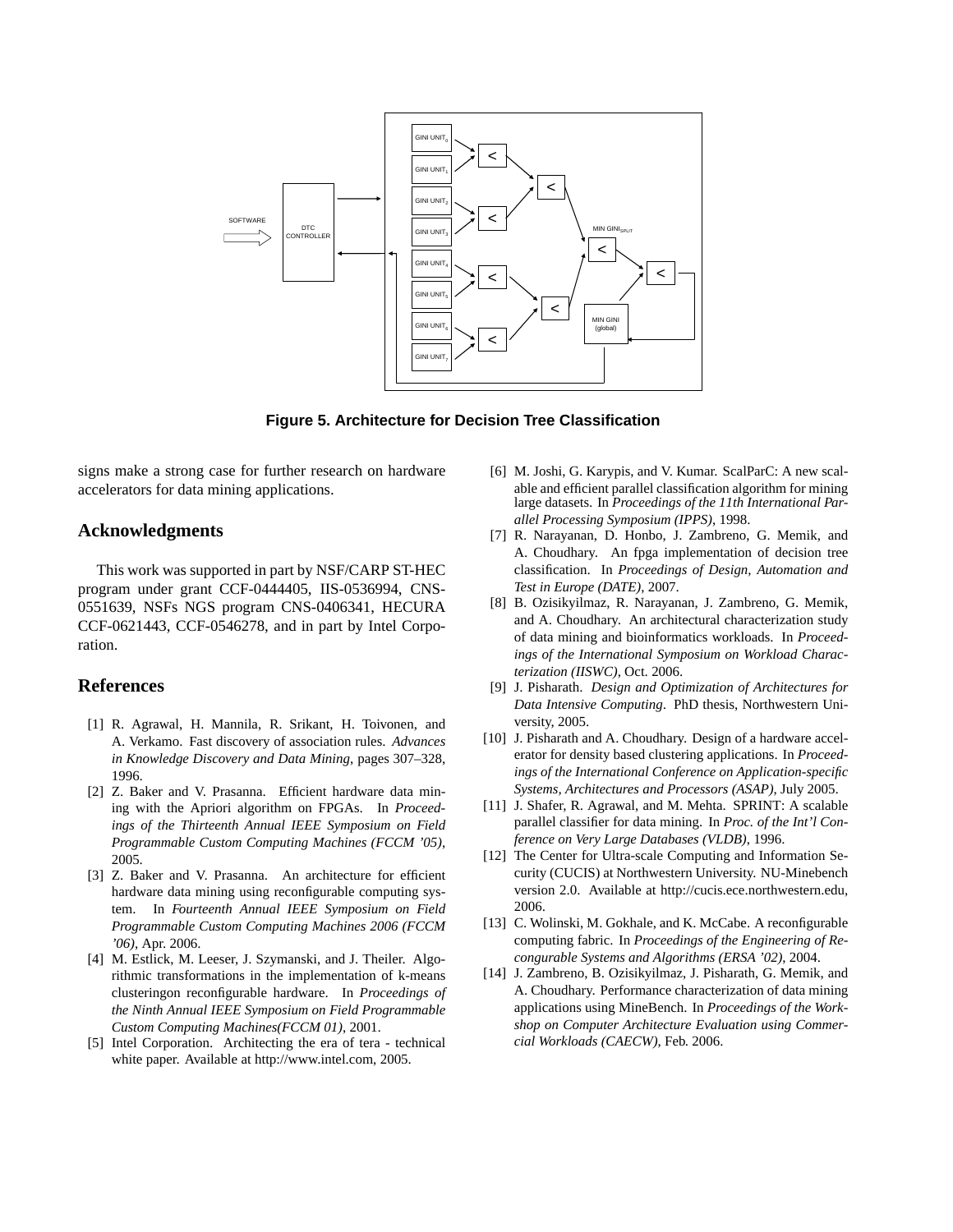SOFTWARE

DTC CONTROLLER

GINI UNIT$_0$

GINI UNIT$_1$

GINI UNIT$_2$

GINI UNIT$_3$

GINI UNIT$_4$

GINI UNIT$_5$

GINI UNIT$_6$

GINI UNIT$_7$

MIN GINI$_{SPLIT}$

MIN GINI (global)

**Figure 5. Architecture for Decision Tree Classification**

signs make a strong case for further research on hardware accelerators for data mining applications.

## Acknowledgments

This work was supported in part by NSF/CARP ST-HEC program under grant CCF-0444405, IIS-0536994, CNS-0551639, NSFs NGS program CNS-0406341, HECURA CCF-0621443, CCF-0546278, and in part by Intel Corporation.

## References

[1] R. Agrawal, H. Mannila, R. Srikant, H. Toivonen, and A. Verkamo. Fast discovery of association rules. *Advances in Knowledge Discovery and Data Mining*, pages 307–328, 1996.

[2] Z. Baker and V. Prasanna. Efficient hardware data mining with the Apriori algorithm on FPGAs. In *Proceedings of the Thirteenth Annual IEEE Symposium on Field Programmable Custom Computing Machines (FCCM '05)*, 2005.

[3] Z. Baker and V. Prasanna. An architecture for efficient hardware data mining using reconfigurable computing system. In *Fourteenth Annual IEEE Symposium on Field Programmable Custom Computing Machines 2006 (FCCM '06)*, Apr. 2006.

[4] M. Estlick, M. Leeser, J. Szymanski, and J. Theiler. Algorithmic transformations in the implementation of k-means clusteringon reconfigurable hardware. In *Proceedings of the Ninth Annual IEEE Symposium on Field Programmable Custom Computing Machines(FCCM 01)*, 2001.

[5] Intel Corporation. Architecting the era of tera - technical white paper. Available at http://www.intel.com, 2005.

[6] M. Joshi, G. Karypis, and V. Kumar. ScalParC: A new scalable and efficient parallel classification algorithm for mining large datasets. In *Proceedings of the 11th International Parallel Processing Symposium (IPPS)*, 1998.

[7] R. Narayanan, D. Honbo, J. Zambreno, G. Memik, and A. Choudhary. An fpga implementation of decision tree classification. In *Proceedings of Design, Automation and Test in Europe (DATE)*, 2007.

[8] B. Ozisikyilmaz, R. Narayanan, J. Zambreno, G. Memik, and A. Choudhary. An architectural characterization study of data mining and bioinformatics workloads. In *Proceedings of the International Symposium on Workload Characterization (IISWC)*, Oct. 2006.

[9] J. Pisharath. *Design and Optimization of Architectures for Data Intensive Computing*. PhD thesis, Northwestern University, 2005.

[10] J. Pisharath and A. Choudhary. Design of a hardware accelerator for density based clustering applications. In *Proceedings of the International Conference on Application-specific Systems, Architectures and Processors (ASAP)*, July 2005.

[11] J. Shafer, R. Agrawal, and M. Mehta. SPRINT: A scalable parallel classifier for data mining. In *Proc. of the Int'l Conference on Very Large Databases (VLDB)*, 1996.

[12] The Center for Ultra-scale Computing and Information Security (CUCIS) at Northwestern University. NU-Minebench version 2.0. Available at http://cucis.ece.northwestern.edu, 2006.

[13] C. Wolinski, M. Gokhale, and K. McCabe. A reconfigurable computing fabric. In *Proceedings of the Engineering of Recongurable Systems and Algorithms (ERSA '02)*, 2004.

[14] J. Zambreno, B. Ozisikyilmaz, J. Pisharath, G. Memik, and A. Choudhary. Performance characterization of data mining applications using MineBench. In *Proceedings of the Workshop on Computer Architecture Evaluation using Commercial Workloads (CAECW)*, Feb. 2006.